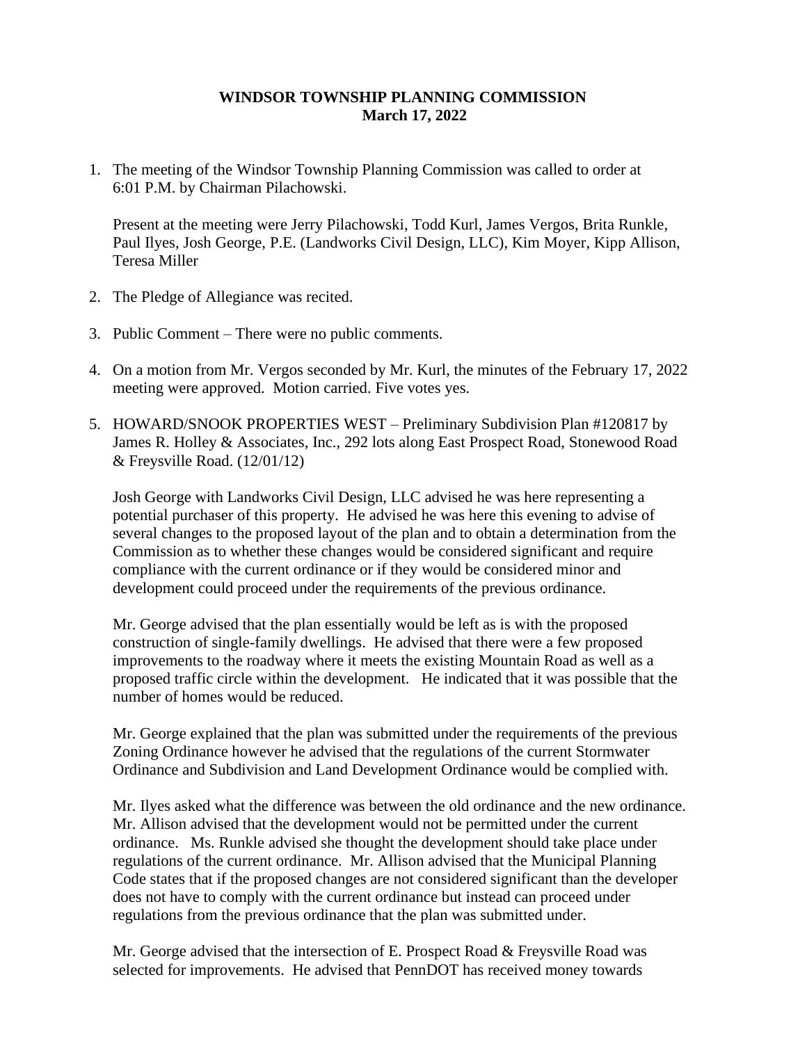# WINDSOR TOWNSHIP PLANNING COMMISSION
## March 17, 2022

1. The meeting of the Windsor Township Planning Commission was called to order at 6:01 P.M. by Chairman Pilachowski.

   Present at the meeting were Jerry Pilachowski, Todd Kurl, James Vergos, Brita Runkle, Paul Ilyes, Josh George, P.E. (Landworks Civil Design, LLC), Kim Moyer, Kipp Allison, Teresa Miller

2. The Pledge of Allegiance was recited.

3. Public Comment – There were no public comments.

4. On a motion from Mr. Vergos seconded by Mr. Kurl, the minutes of the February 17, 2022 meeting were approved. Motion carried. Five votes yes.

5. HOWARD/SNOOK PROPERTIES WEST – Preliminary Subdivision Plan #120817 by James R. Holley & Associates, Inc., 292 lots along East Prospect Road, Stonewood Road & Freysville Road. (12/01/12)

   Josh George with Landworks Civil Design, LLC advised he was here representing a potential purchaser of this property. He advised he was here this evening to advise of several changes to the proposed layout of the plan and to obtain a determination from the Commission as to whether these changes would be considered significant and require compliance with the current ordinance or if they would be considered minor and development could proceed under the requirements of the previous ordinance.

   Mr. George advised that the plan essentially would be left as is with the proposed construction of single-family dwellings. He advised that there were a few proposed improvements to the roadway where it meets the existing Mountain Road as well as a proposed traffic circle within the development. He indicated that it was possible that the number of homes would be reduced.

   Mr. George explained that the plan was submitted under the requirements of the previous Zoning Ordinance however he advised that the regulations of the current Stormwater Ordinance and Subdivision and Land Development Ordinance would be complied with.

   Mr. Ilyes asked what the difference was between the old ordinance and the new ordinance. Mr. Allison advised that the development would not be permitted under the current ordinance. Ms. Runkle advised she thought the development should take place under regulations of the current ordinance. Mr. Allison advised that the Municipal Planning Code states that if the proposed changes are not considered significant than the developer does not have to comply with the current ordinance but instead can proceed under regulations from the previous ordinance that the plan was submitted under.

   Mr. George advised that the intersection of E. Prospect Road & Freysville Road was selected for improvements. He advised that PennDOT has received money towards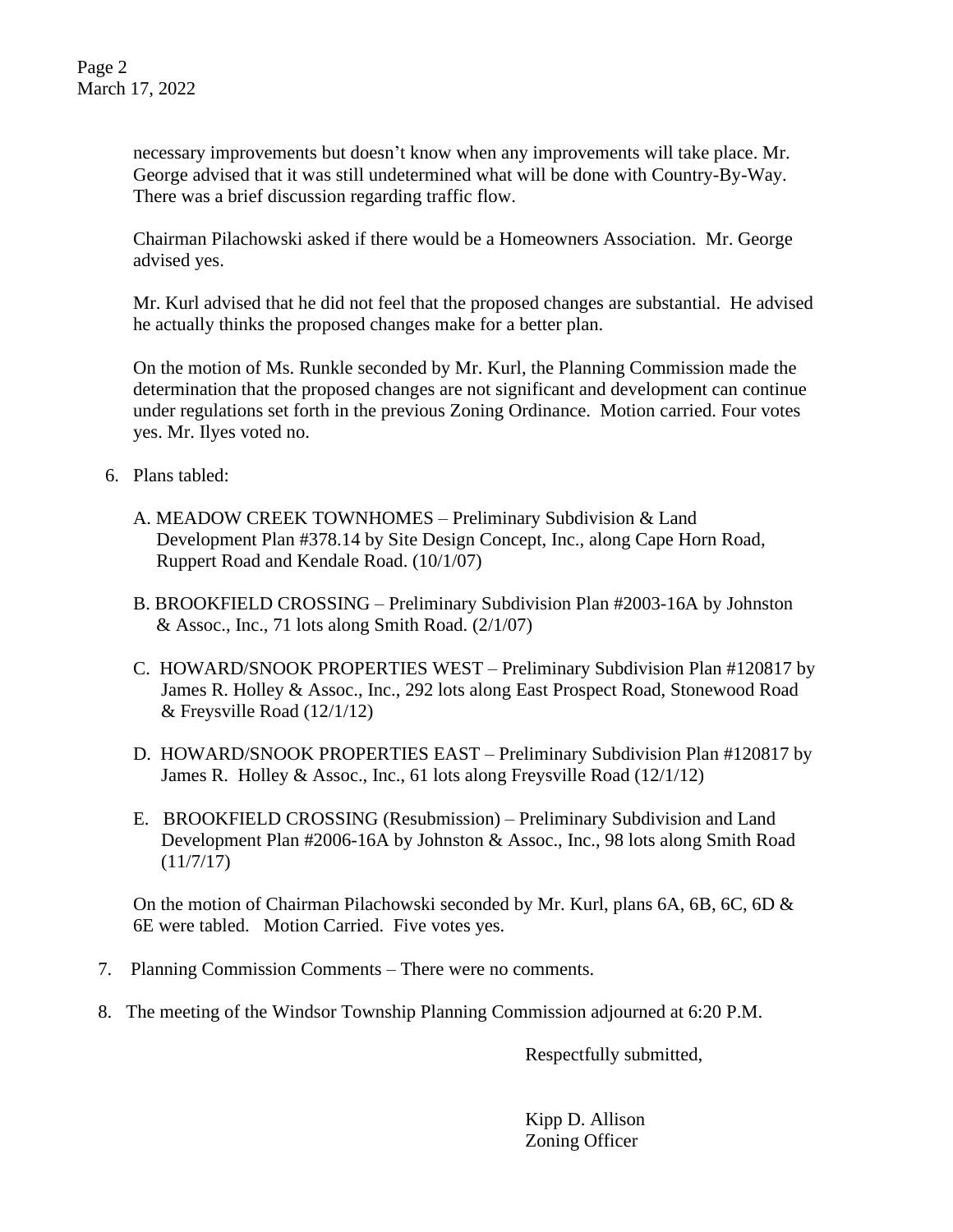necessary improvements but doesn't know when any improvements will take place. Mr. George advised that it was still undetermined what will be done with Country-By-Way. There was a brief discussion regarding traffic flow.

Chairman Pilachowski asked if there would be a Homeowners Association. Mr. George advised yes.

Mr. Kurl advised that he did not feel that the proposed changes are substantial. He advised he actually thinks the proposed changes make for a better plan.

On the motion of Ms. Runkle seconded by Mr. Kurl, the Planning Commission made the determination that the proposed changes are not significant and development can continue under regulations set forth in the previous Zoning Ordinance. Motion carried. Four votes yes. Mr. Ilyes voted no.

6. Plans tabled:

   A. MEADOW CREEK TOWNHOMES – Preliminary Subdivision & Land Development Plan #378.14 by Site Design Concept, Inc., along Cape Horn Road, Ruppert Road and Kendale Road. (10/1/07)

   B. BROOKFIELD CROSSING – Preliminary Subdivision Plan #2003-16A by Johnston & Assoc., Inc., 71 lots along Smith Road. (2/1/07)

   C. HOWARD/SNOOK PROPERTIES WEST – Preliminary Subdivision Plan #120817 by James R. Holley & Assoc., Inc., 292 lots along East Prospect Road, Stonewood Road & Freysville Road (12/1/12)

   D. HOWARD/SNOOK PROPERTIES EAST – Preliminary Subdivision Plan #120817 by James R. Holley & Assoc., Inc., 61 lots along Freysville Road (12/1/12)

   E. BROOKFIELD CROSSING (Resubmission) – Preliminary Subdivision and Land Development Plan #2006-16A by Johnston & Assoc., Inc., 98 lots along Smith Road (11/7/17)

   On the motion of Chairman Pilachowski seconded by Mr. Kurl, plans 6A, 6B, 6C, 6D & 6E were tabled. Motion Carried. Five votes yes.

7. Planning Commission Comments – There were no comments.

8. The meeting of the Windsor Township Planning Commission adjourned at 6:20 P.M.

Respectfully submitted,

Kipp D. Allison
Zoning Officer